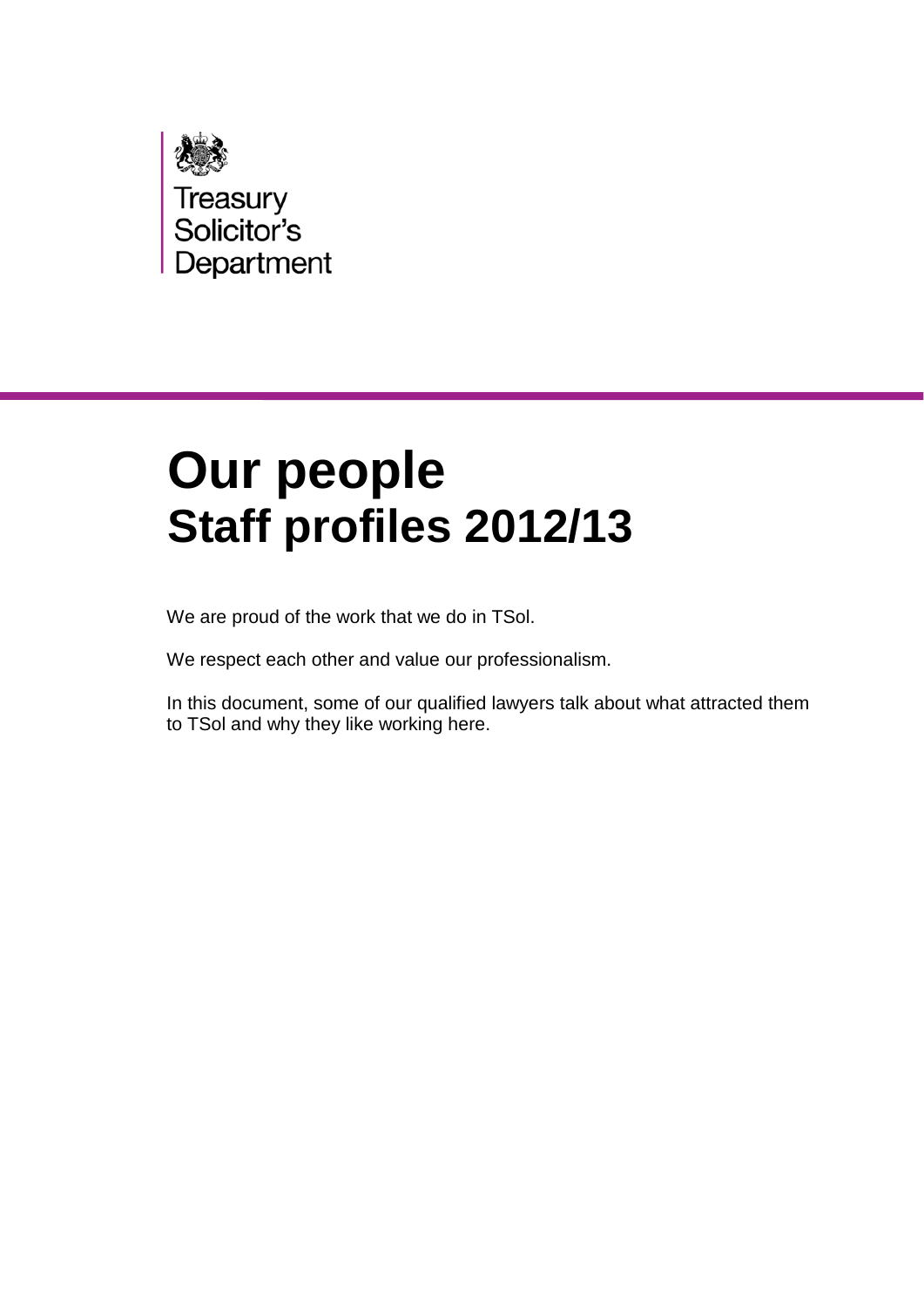Treasury
Solicitor's
Department

# Our people
## Staff profiles 2012/13

We are proud of the work that we do in TSol.

We respect each other and value our professionalism.

In this document, some of our qualified lawyers talk about what attracted them to TSol and why they like working here.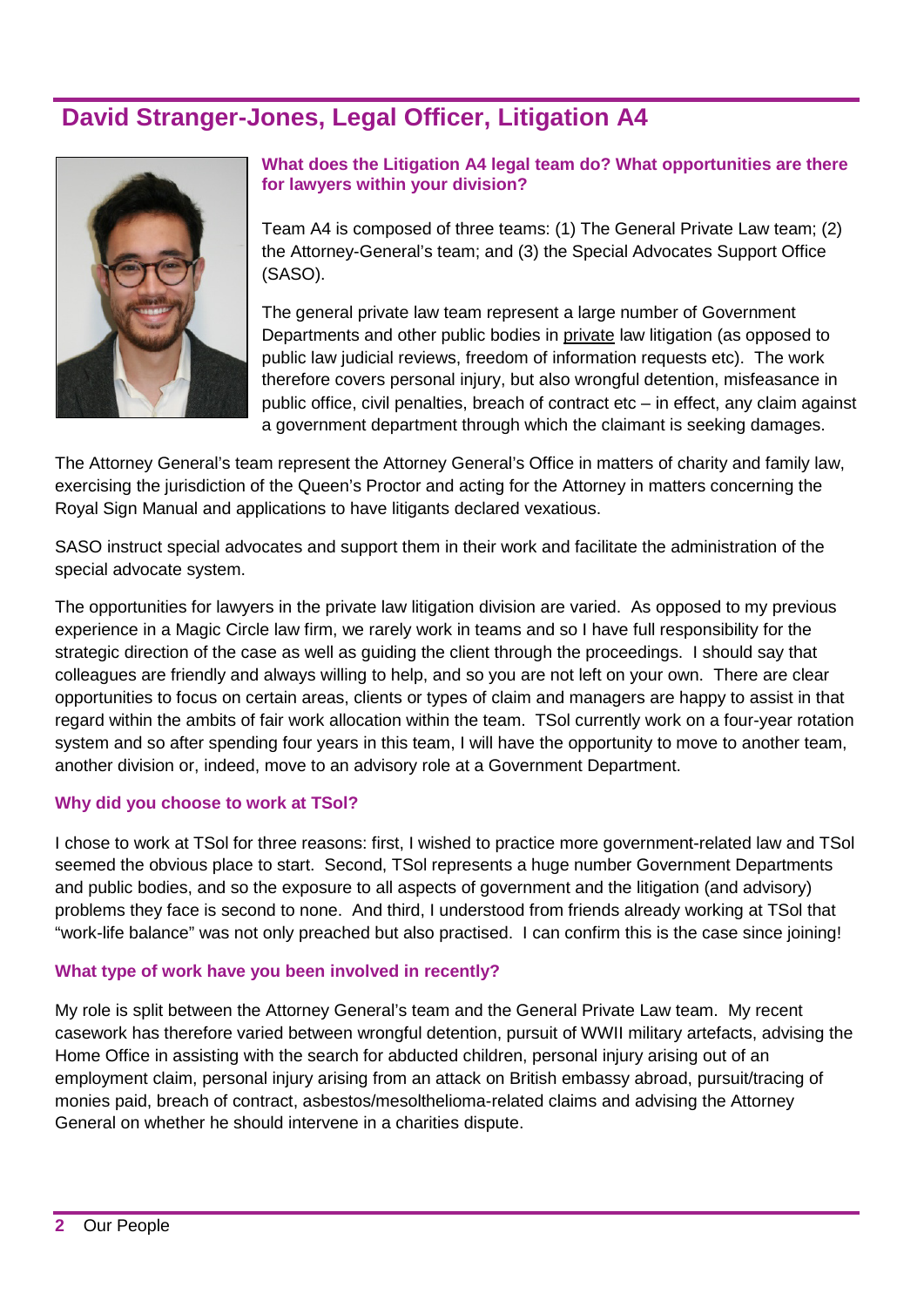## David Stranger-Jones, Legal Officer, Litigation A4

**What does the Litigation A4 legal team do? What opportunities are there for lawyers within your division?**

Team A4 is composed of three teams: (1) The General Private Law team; (2) the Attorney-General's team; and (3) the Special Advocates Support Office (SASO).

The general private law team represent a large number of Government Departments and other public bodies in private law litigation (as opposed to public law judicial reviews, freedom of information requests etc). The work therefore covers personal injury, but also wrongful detention, misfeasance in public office, civil penalties, breach of contract etc – in effect, any claim against a government department through which the claimant is seeking damages.

The Attorney General's team represent the Attorney General's Office in matters of charity and family law, exercising the jurisdiction of the Queen's Proctor and acting for the Attorney in matters concerning the Royal Sign Manual and applications to have litigants declared vexatious.

SASO instruct special advocates and support them in their work and facilitate the administration of the special advocate system.

The opportunities for lawyers in the private law litigation division are varied. As opposed to my previous experience in a Magic Circle law firm, we rarely work in teams and so I have full responsibility for the strategic direction of the case as well as guiding the client through the proceedings. I should say that colleagues are friendly and always willing to help, and so you are not left on your own. There are clear opportunities to focus on certain areas, clients or types of claim and managers are happy to assist in that regard within the ambits of fair work allocation within the team. TSol currently work on a four-year rotation system and so after spending four years in this team, I will have the opportunity to move to another team, another division or, indeed, move to an advisory role at a Government Department.

**Why did you choose to work at TSol?**

I chose to work at TSol for three reasons: first, I wished to practice more government-related law and TSol seemed the obvious place to start. Second, TSol represents a huge number Government Departments and public bodies, and so the exposure to all aspects of government and the litigation (and advisory) problems they face is second to none. And third, I understood from friends already working at TSol that "work-life balance" was not only preached but also practised. I can confirm this is the case since joining!

**What type of work have you been involved in recently?**

My role is split between the Attorney General's team and the General Private Law team. My recent casework has therefore varied between wrongful detention, pursuit of WWII military artefacts, advising the Home Office in assisting with the search for abducted children, personal injury arising out of an employment claim, personal injury arising from an attack on British embassy abroad, pursuit/tracing of monies paid, breach of contract, asbestos/mesolthelioma-related claims and advising the Attorney General on whether he should intervene in a charities dispute.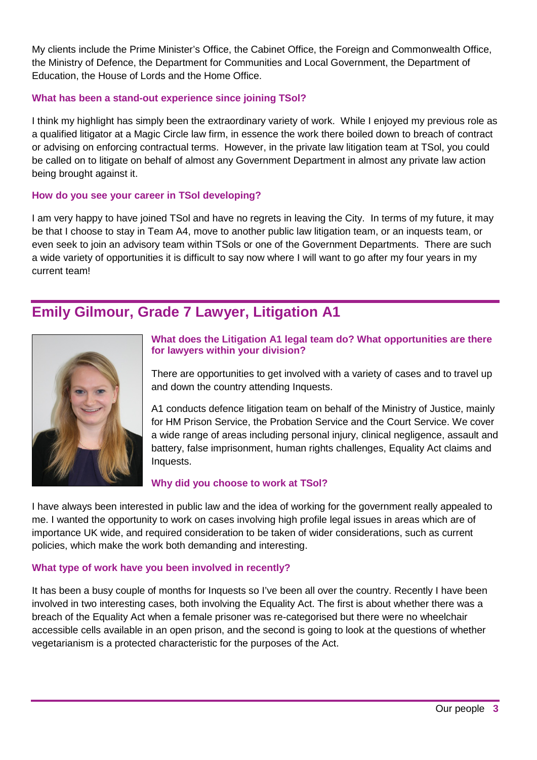My clients include the Prime Minister's Office, the Cabinet Office, the Foreign and Commonwealth Office, the Ministry of Defence, the Department for Communities and Local Government, the Department of Education, the House of Lords and the Home Office.

### What has been a stand-out experience since joining TSol?

I think my highlight has simply been the extraordinary variety of work. While I enjoyed my previous role as a qualified litigator at a Magic Circle law firm, in essence the work there boiled down to breach of contract or advising on enforcing contractual terms. However, in the private law litigation team at TSol, you could be called on to litigate on behalf of almost any Government Department in almost any private law action being brought against it.

### How do you see your career in TSol developing?

I am very happy to have joined TSol and have no regrets in leaving the City. In terms of my future, it may be that I choose to stay in Team A4, move to another public law litigation team, or an inquests team, or even seek to join an advisory team within TSols or one of the Government Departments. There are such a wide variety of opportunities it is difficult to say now where I will want to go after my four years in my current team!

## Emily Gilmour, Grade 7 Lawyer, Litigation A1

### What does the Litigation A1 legal team do? What opportunities are there for lawyers within your division?

There are opportunities to get involved with a variety of cases and to travel up and down the country attending Inquests.

A1 conducts defence litigation team on behalf of the Ministry of Justice, mainly for HM Prison Service, the Probation Service and the Court Service. We cover a wide range of areas including personal injury, clinical negligence, assault and battery, false imprisonment, human rights challenges, Equality Act claims and Inquests.

### Why did you choose to work at TSol?

I have always been interested in public law and the idea of working for the government really appealed to me. I wanted the opportunity to work on cases involving high profile legal issues in areas which are of importance UK wide, and required consideration to be taken of wider considerations, such as current policies, which make the work both demanding and interesting.

### What type of work have you been involved in recently?

It has been a busy couple of months for Inquests so I've been all over the country. Recently I have been involved in two interesting cases, both involving the Equality Act. The first is about whether there was a breach of the Equality Act when a female prisoner was re-categorised but there were no wheelchair accessible cells available in an open prison, and the second is going to look at the questions of whether vegetarianism is a protected characteristic for the purposes of the Act.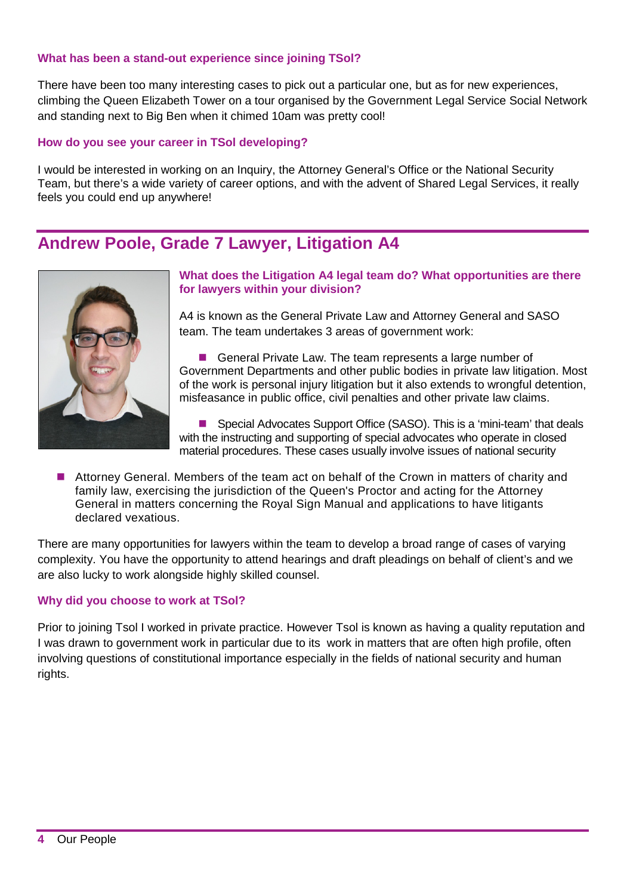### What has been a stand-out experience since joining TSol?

There have been too many interesting cases to pick out a particular one, but as for new experiences, climbing the Queen Elizabeth Tower on a tour organised by the Government Legal Service Social Network and standing next to Big Ben when it chimed 10am was pretty cool!

### How do you see your career in TSol developing?

I would be interested in working on an Inquiry, the Attorney General's Office or the National Security Team, but there's a wide variety of career options, and with the advent of Shared Legal Services, it really feels you could end up anywhere!

## Andrew Poole, Grade 7 Lawyer, Litigation A4

### What does the Litigation A4 legal team do? What opportunities are there for lawyers within your division?

A4 is known as the General Private Law and Attorney General and SASO team. The team undertakes 3 areas of government work:

- General Private Law. The team represents a large number of Government Departments and other public bodies in private law litigation. Most of the work is personal injury litigation but it also extends to wrongful detention, misfeasance in public office, civil penalties and other private law claims.
- Special Advocates Support Office (SASO). This is a 'mini-team' that deals with the instructing and supporting of special advocates who operate in closed material procedures. These cases usually involve issues of national security
- Attorney General. Members of the team act on behalf of the Crown in matters of charity and family law, exercising the jurisdiction of the Queen's Proctor and acting for the Attorney General in matters concerning the Royal Sign Manual and applications to have litigants declared vexatious.

There are many opportunities for lawyers within the team to develop a broad range of cases of varying complexity. You have the opportunity to attend hearings and draft pleadings on behalf of client's and we are also lucky to work alongside highly skilled counsel.

### Why did you choose to work at TSol?

Prior to joining Tsol I worked in private practice. However Tsol is known as having a quality reputation and I was drawn to government work in particular due to its work in matters that are often high profile, often involving questions of constitutional importance especially in the fields of national security and human rights.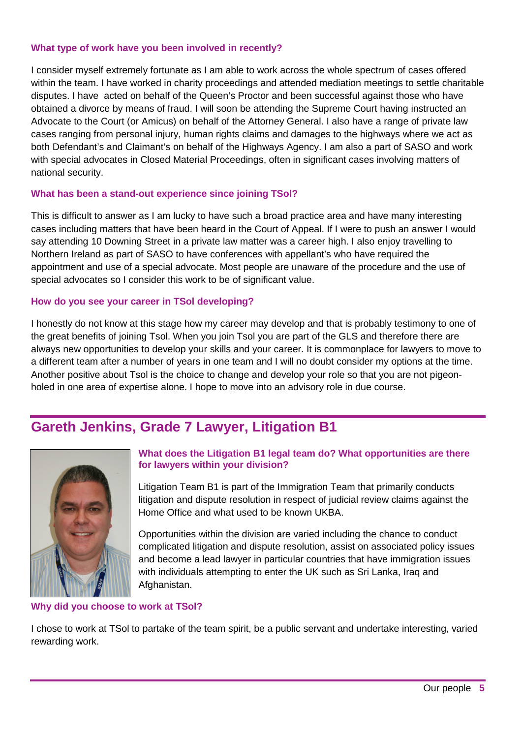### What type of work have you been involved in recently?

I consider myself extremely fortunate as I am able to work across the whole spectrum of cases offered within the team. I have worked in charity proceedings and attended mediation meetings to settle charitable disputes. I have acted on behalf of the Queen's Proctor and been successful against those who have obtained a divorce by means of fraud. I will soon be attending the Supreme Court having instructed an Advocate to the Court (or Amicus) on behalf of the Attorney General. I also have a range of private law cases ranging from personal injury, human rights claims and damages to the highways where we act as both Defendant's and Claimant's on behalf of the Highways Agency. I am also a part of SASO and work with special advocates in Closed Material Proceedings, often in significant cases involving matters of national security.

### What has been a stand-out experience since joining TSol?

This is difficult to answer as I am lucky to have such a broad practice area and have many interesting cases including matters that have been heard in the Court of Appeal. If I were to push an answer I would say attending 10 Downing Street in a private law matter was a career high. I also enjoy travelling to Northern Ireland as part of SASO to have conferences with appellant's who have required the appointment and use of a special advocate. Most people are unaware of the procedure and the use of special advocates so I consider this work to be of significant value.

### How do you see your career in TSol developing?

I honestly do not know at this stage how my career may develop and that is probably testimony to one of the great benefits of joining Tsol. When you join Tsol you are part of the GLS and therefore there are always new opportunities to develop your skills and your career. It is commonplace for lawyers to move to a different team after a number of years in one team and I will no doubt consider my options at the time. Another positive about Tsol is the choice to change and develop your role so that you are not pigeon-holed in one area of expertise alone. I hope to move into an advisory role in due course.

## Gareth Jenkins, Grade 7 Lawyer, Litigation B1

### What does the Litigation B1 legal team do? What opportunities are there for lawyers within your division?

Litigation Team B1 is part of the Immigration Team that primarily conducts litigation and dispute resolution in respect of judicial review claims against the Home Office and what used to be known UKBA.

Opportunities within the division are varied including the chance to conduct complicated litigation and dispute resolution, assist on associated policy issues and become a lead lawyer in particular countries that have immigration issues with individuals attempting to enter the UK such as Sri Lanka, Iraq and Afghanistan.

### Why did you choose to work at TSol?

I chose to work at TSol to partake of the team spirit, be a public servant and undertake interesting, varied rewarding work.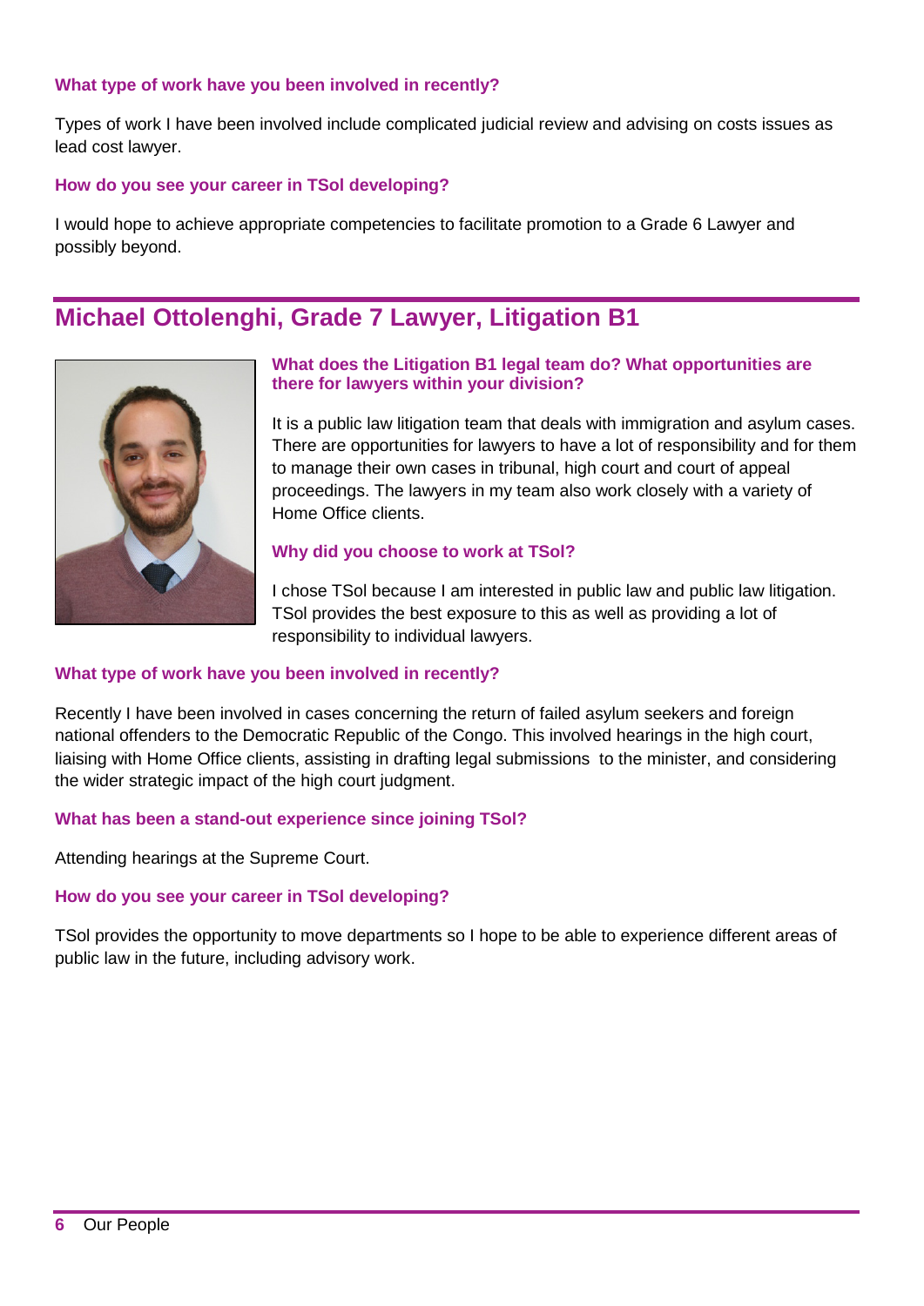#### What type of work have you been involved in recently?

Types of work I have been involved include complicated judicial review and advising on costs issues as lead cost lawyer.

#### How do you see your career in TSol developing?

I would hope to achieve appropriate competencies to facilitate promotion to a Grade 6 Lawyer and possibly beyond.

## Michael Ottolenghi, Grade 7 Lawyer, Litigation B1

#### What does the Litigation B1 legal team do? What opportunities are there for lawyers within your division?

It is a public law litigation team that deals with immigration and asylum cases. There are opportunities for lawyers to have a lot of responsibility and for them to manage their own cases in tribunal, high court and court of appeal proceedings. The lawyers in my team also work closely with a variety of Home Office clients.

#### Why did you choose to work at TSol?

I chose TSol because I am interested in public law and public law litigation. TSol provides the best exposure to this as well as providing a lot of responsibility to individual lawyers.

#### What type of work have you been involved in recently?

Recently I have been involved in cases concerning the return of failed asylum seekers and foreign national offenders to the Democratic Republic of the Congo. This involved hearings in the high court, liaising with Home Office clients, assisting in drafting legal submissions to the minister, and considering the wider strategic impact of the high court judgment.

#### What has been a stand-out experience since joining TSol?

Attending hearings at the Supreme Court.

#### How do you see your career in TSol developing?

TSol provides the opportunity to move departments so I hope to be able to experience different areas of public law in the future, including advisory work.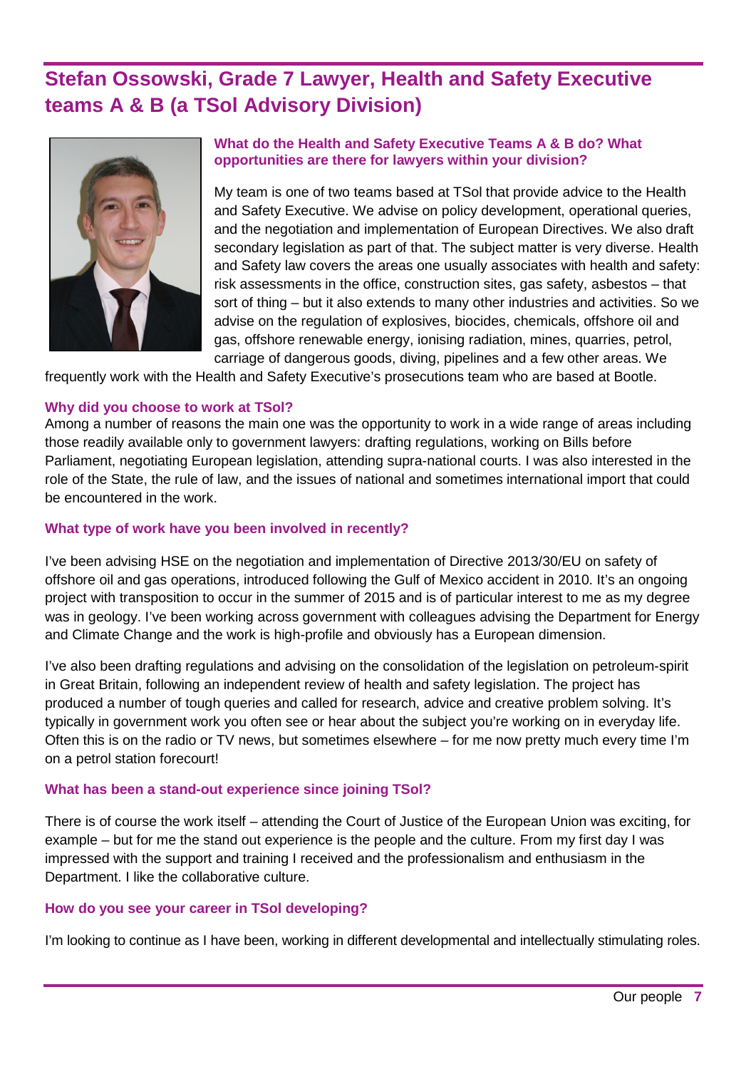## Stefan Ossowski, Grade 7 Lawyer, Health and Safety Executive teams A & B (a TSol Advisory Division)

### What do the Health and Safety Executive Teams A & B do? What opportunities are there for lawyers within your division?

My team is one of two teams based at TSol that provide advice to the Health and Safety Executive. We advise on policy development, operational queries, and the negotiation and implementation of European Directives. We also draft secondary legislation as part of that. The subject matter is very diverse. Health and Safety law covers the areas one usually associates with health and safety: risk assessments in the office, construction sites, gas safety, asbestos – that sort of thing – but it also extends to many other industries and activities. So we advise on the regulation of explosives, biocides, chemicals, offshore oil and gas, offshore renewable energy, ionising radiation, mines, quarries, petrol, carriage of dangerous goods, diving, pipelines and a few other areas. We frequently work with the Health and Safety Executive's prosecutions team who are based at Bootle.

### Why did you choose to work at TSol?

Among a number of reasons the main one was the opportunity to work in a wide range of areas including those readily available only to government lawyers: drafting regulations, working on Bills before Parliament, negotiating European legislation, attending supra-national courts. I was also interested in the role of the State, the rule of law, and the issues of national and sometimes international import that could be encountered in the work.

### What type of work have you been involved in recently?

I've been advising HSE on the negotiation and implementation of Directive 2013/30/EU on safety of offshore oil and gas operations, introduced following the Gulf of Mexico accident in 2010. It's an ongoing project with transposition to occur in the summer of 2015 and is of particular interest to me as my degree was in geology. I've been working across government with colleagues advising the Department for Energy and Climate Change and the work is high-profile and obviously has a European dimension.

I've also been drafting regulations and advising on the consolidation of the legislation on petroleum-spirit in Great Britain, following an independent review of health and safety legislation. The project has produced a number of tough queries and called for research, advice and creative problem solving. It's typically in government work you often see or hear about the subject you're working on in everyday life. Often this is on the radio or TV news, but sometimes elsewhere – for me now pretty much every time I'm on a petrol station forecourt!

### What has been a stand-out experience since joining TSol?

There is of course the work itself – attending the Court of Justice of the European Union was exciting, for example – but for me the stand out experience is the people and the culture. From my first day I was impressed with the support and training I received and the professionalism and enthusiasm in the Department. I like the collaborative culture.

### How do you see your career in TSol developing?

I'm looking to continue as I have been, working in different developmental and intellectually stimulating roles.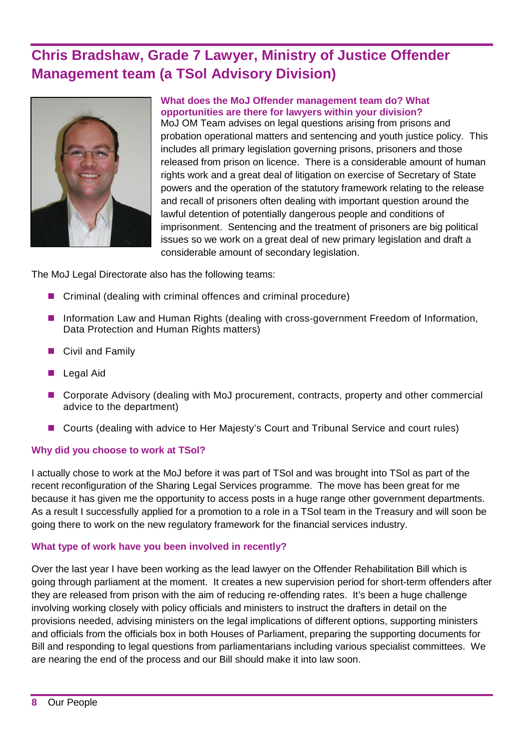## Chris Bradshaw, Grade 7 Lawyer, Ministry of Justice Offender Management team (a TSol Advisory Division)

**What does the MoJ Offender management team do? What opportunities are there for lawyers within your division?**

MoJ OM Team advises on legal questions arising from prisons and probation operational matters and sentencing and youth justice policy. This includes all primary legislation governing prisons, prisoners and those released from prison on licence. There is a considerable amount of human rights work and a great deal of litigation on exercise of Secretary of State powers and the operation of the statutory framework relating to the release and recall of prisoners often dealing with important question around the lawful detention of potentially dangerous people and conditions of imprisonment. Sentencing and the treatment of prisoners are big political issues so we work on a great deal of new primary legislation and draft a considerable amount of secondary legislation.

The MoJ Legal Directorate also has the following teams:

- Criminal (dealing with criminal offences and criminal procedure)
- Information Law and Human Rights (dealing with cross-government Freedom of Information, Data Protection and Human Rights matters)
- Civil and Family
- Legal Aid
- Corporate Advisory (dealing with MoJ procurement, contracts, property and other commercial advice to the department)
- Courts (dealing with advice to Her Majesty's Court and Tribunal Service and court rules)

**Why did you choose to work at TSol?**

I actually chose to work at the MoJ before it was part of TSol and was brought into TSol as part of the recent reconfiguration of the Sharing Legal Services programme. The move has been great for me because it has given me the opportunity to access posts in a huge range other government departments. As a result I successfully applied for a promotion to a role in a TSol team in the Treasury and will soon be going there to work on the new regulatory framework for the financial services industry.

**What type of work have you been involved in recently?**

Over the last year I have been working as the lead lawyer on the Offender Rehabilitation Bill which is going through parliament at the moment. It creates a new supervision period for short-term offenders after they are released from prison with the aim of reducing re-offending rates. It's been a huge challenge involving working closely with policy officials and ministers to instruct the drafters in detail on the provisions needed, advising ministers on the legal implications of different options, supporting ministers and officials from the officials box in both Houses of Parliament, preparing the supporting documents for Bill and responding to legal questions from parliamentarians including various specialist committees. We are nearing the end of the process and our Bill should make it into law soon.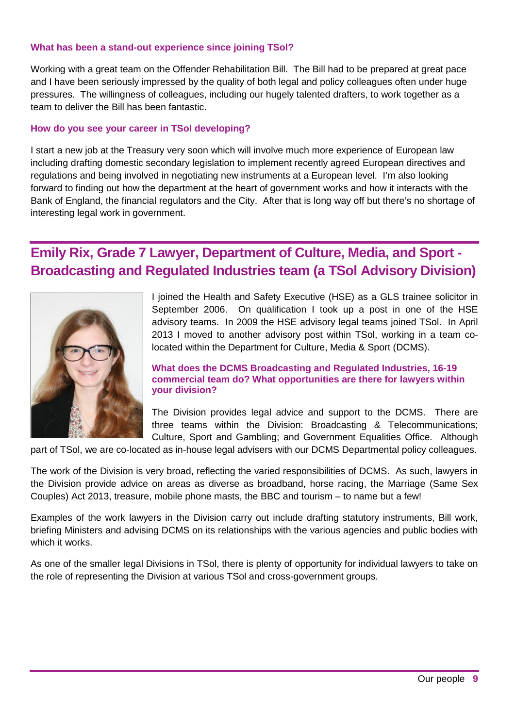### What has been a stand-out experience since joining TSol?

Working with a great team on the Offender Rehabilitation Bill. The Bill had to be prepared at great pace and I have been seriously impressed by the quality of both legal and policy colleagues often under huge pressures. The willingness of colleagues, including our hugely talented drafters, to work together as a team to deliver the Bill has been fantastic.

### How do you see your career in TSol developing?

I start a new job at the Treasury very soon which will involve much more experience of European law including drafting domestic secondary legislation to implement recently agreed European directives and regulations and being involved in negotiating new instruments at a European level. I'm also looking forward to finding out how the department at the heart of government works and how it interacts with the Bank of England, the financial regulators and the City. After that is long way off but there's no shortage of interesting legal work in government.

## Emily Rix, Grade 7 Lawyer, Department of Culture, Media, and Sport - Broadcasting and Regulated Industries team (a TSol Advisory Division)

I joined the Health and Safety Executive (HSE) as a GLS trainee solicitor in September 2006. On qualification I took up a post in one of the HSE advisory teams. In 2009 the HSE advisory legal teams joined TSol. In April 2013 I moved to another advisory post within TSol, working in a team co-located within the Department for Culture, Media & Sport (DCMS).

### What does the DCMS Broadcasting and Regulated Industries, 16-19 commercial team do? What opportunities are there for lawyers within your division?

The Division provides legal advice and support to the DCMS. There are three teams within the Division: Broadcasting & Telecommunications; Culture, Sport and Gambling; and Government Equalities Office. Although part of TSol, we are co-located as in-house legal advisers with our DCMS Departmental policy colleagues.

The work of the Division is very broad, reflecting the varied responsibilities of DCMS. As such, lawyers in the Division provide advice on areas as diverse as broadband, horse racing, the Marriage (Same Sex Couples) Act 2013, treasure, mobile phone masts, the BBC and tourism – to name but a few!

Examples of the work lawyers in the Division carry out include drafting statutory instruments, Bill work, briefing Ministers and advising DCMS on its relationships with the various agencies and public bodies with which it works.

As one of the smaller legal Divisions in TSol, there is plenty of opportunity for individual lawyers to take on the role of representing the Division at various TSol and cross-government groups.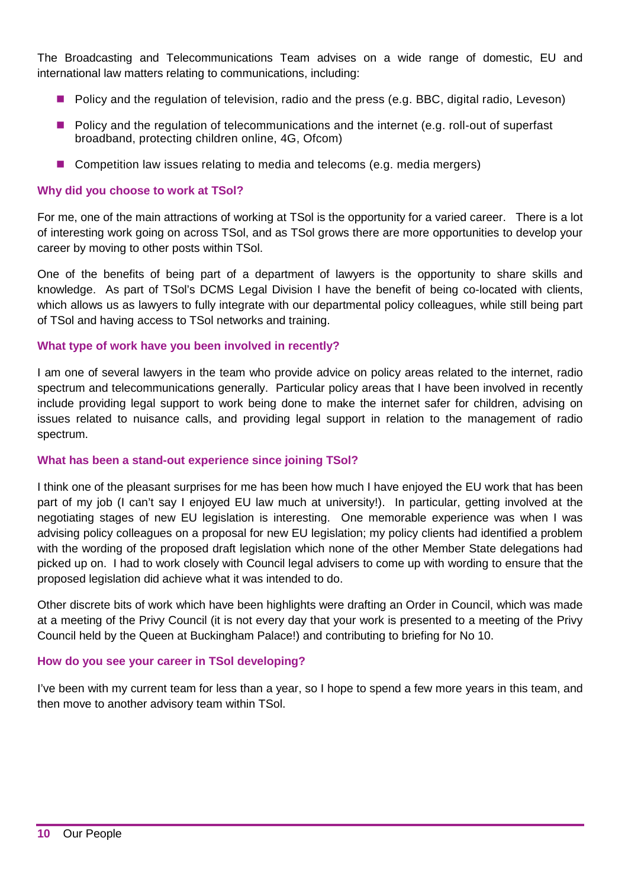The Broadcasting and Telecommunications Team advises on a wide range of domestic, EU and international law matters relating to communications, including:

- Policy and the regulation of television, radio and the press (e.g. BBC, digital radio, Leveson)
- Policy and the regulation of telecommunications and the internet (e.g. roll-out of superfast broadband, protecting children online, 4G, Ofcom)
- Competition law issues relating to media and telecoms (e.g. media mergers)

**Why did you choose to work at TSol?**

For me, one of the main attractions of working at TSol is the opportunity for a varied career. There is a lot of interesting work going on across TSol, and as TSol grows there are more opportunities to develop your career by moving to other posts within TSol.

One of the benefits of being part of a department of lawyers is the opportunity to share skills and knowledge. As part of TSol's DCMS Legal Division I have the benefit of being co-located with clients, which allows us as lawyers to fully integrate with our departmental policy colleagues, while still being part of TSol and having access to TSol networks and training.

**What type of work have you been involved in recently?**

I am one of several lawyers in the team who provide advice on policy areas related to the internet, radio spectrum and telecommunications generally. Particular policy areas that I have been involved in recently include providing legal support to work being done to make the internet safer for children, advising on issues related to nuisance calls, and providing legal support in relation to the management of radio spectrum.

**What has been a stand-out experience since joining TSol?**

I think one of the pleasant surprises for me has been how much I have enjoyed the EU work that has been part of my job (I can't say I enjoyed EU law much at university!). In particular, getting involved at the negotiating stages of new EU legislation is interesting. One memorable experience was when I was advising policy colleagues on a proposal for new EU legislation; my policy clients had identified a problem with the wording of the proposed draft legislation which none of the other Member State delegations had picked up on. I had to work closely with Council legal advisers to come up with wording to ensure that the proposed legislation did achieve what it was intended to do.

Other discrete bits of work which have been highlights were drafting an Order in Council, which was made at a meeting of the Privy Council (it is not every day that your work is presented to a meeting of the Privy Council held by the Queen at Buckingham Palace!) and contributing to briefing for No 10.

**How do you see your career in TSol developing?**

I've been with my current team for less than a year, so I hope to spend a few more years in this team, and then move to another advisory team within TSol.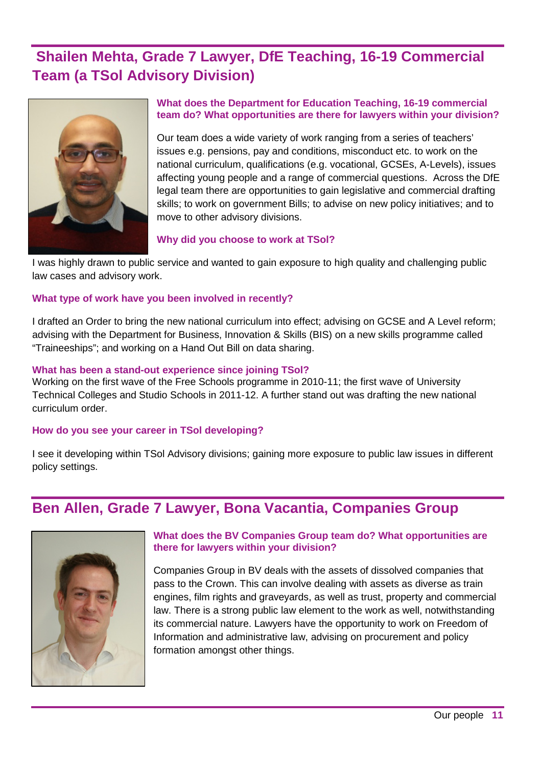## Shailen Mehta, Grade 7 Lawyer, DfE Teaching, 16-19 Commercial Team (a TSol Advisory Division)

**What does the Department for Education Teaching, 16-19 commercial team do? What opportunities are there for lawyers within your division?**

Our team does a wide variety of work ranging from a series of teachers' issues e.g. pensions, pay and conditions, misconduct etc. to work on the national curriculum, qualifications (e.g. vocational, GCSEs, A-Levels), issues affecting young people and a range of commercial questions. Across the DfE legal team there are opportunities to gain legislative and commercial drafting skills; to work on government Bills; to advise on new policy initiatives; and to move to other advisory divisions.

**Why did you choose to work at TSol?**

I was highly drawn to public service and wanted to gain exposure to high quality and challenging public law cases and advisory work.

**What type of work have you been involved in recently?**

I drafted an Order to bring the new national curriculum into effect; advising on GCSE and A Level reform; advising with the Department for Business, Innovation & Skills (BIS) on a new skills programme called "Traineeships"; and working on a Hand Out Bill on data sharing.

**What has been a stand-out experience since joining TSol?**

Working on the first wave of the Free Schools programme in 2010-11; the first wave of University Technical Colleges and Studio Schools in 2011-12. A further stand out was drafting the new national curriculum order.

**How do you see your career in TSol developing?**

I see it developing within TSol Advisory divisions; gaining more exposure to public law issues in different policy settings.

## Ben Allen, Grade 7 Lawyer, Bona Vacantia, Companies Group

**What does the BV Companies Group team do? What opportunities are there for lawyers within your division?**

Companies Group in BV deals with the assets of dissolved companies that pass to the Crown. This can involve dealing with assets as diverse as train engines, film rights and graveyards, as well as trust, property and commercial law. There is a strong public law element to the work as well, notwithstanding its commercial nature. Lawyers have the opportunity to work on Freedom of Information and administrative law, advising on procurement and policy formation amongst other things.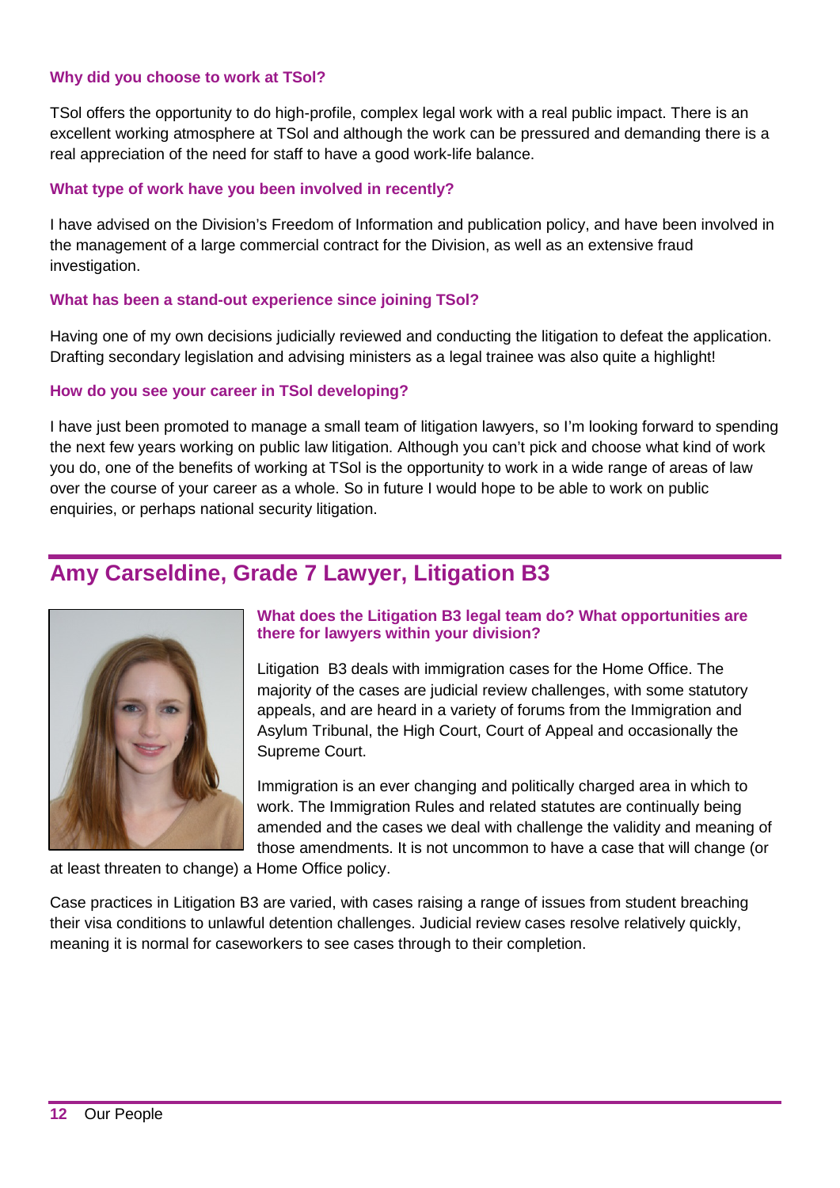**Why did you choose to work at TSol?**

TSol offers the opportunity to do high-profile, complex legal work with a real public impact. There is an excellent working atmosphere at TSol and although the work can be pressured and demanding there is a real appreciation of the need for staff to have a good work-life balance.

**What type of work have you been involved in recently?**

I have advised on the Division's Freedom of Information and publication policy, and have been involved in the management of a large commercial contract for the Division, as well as an extensive fraud investigation.

**What has been a stand-out experience since joining TSol?**

Having one of my own decisions judicially reviewed and conducting the litigation to defeat the application. Drafting secondary legislation and advising ministers as a legal trainee was also quite a highlight!

**How do you see your career in TSol developing?**

I have just been promoted to manage a small team of litigation lawyers, so I'm looking forward to spending the next few years working on public law litigation. Although you can't pick and choose what kind of work you do, one of the benefits of working at TSol is the opportunity to work in a wide range of areas of law over the course of your career as a whole. So in future I would hope to be able to work on public enquiries, or perhaps national security litigation.

## Amy Carseldine, Grade 7 Lawyer, Litigation B3

**What does the Litigation B3 legal team do? What opportunities are there for lawyers within your division?**

Litigation B3 deals with immigration cases for the Home Office. The majority of the cases are judicial review challenges, with some statutory appeals, and are heard in a variety of forums from the Immigration and Asylum Tribunal, the High Court, Court of Appeal and occasionally the Supreme Court.

Immigration is an ever changing and politically charged area in which to work. The Immigration Rules and related statutes are continually being amended and the cases we deal with challenge the validity and meaning of those amendments. It is not uncommon to have a case that will change (or at least threaten to change) a Home Office policy.

Case practices in Litigation B3 are varied, with cases raising a range of issues from student breaching their visa conditions to unlawful detention challenges. Judicial review cases resolve relatively quickly, meaning it is normal for caseworkers to see cases through to their completion.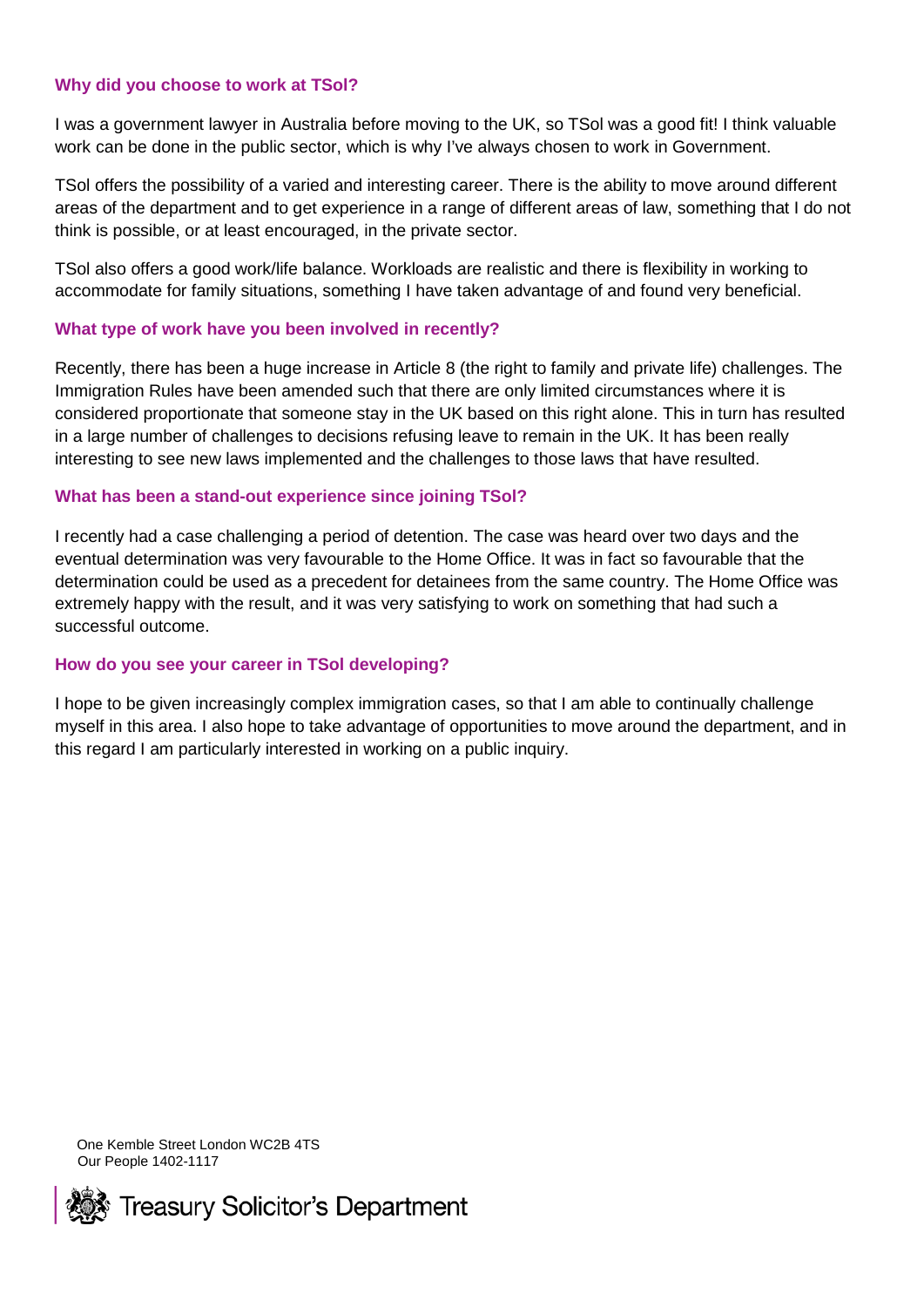### Why did you choose to work at TSol?

I was a government lawyer in Australia before moving to the UK, so TSol was a good fit! I think valuable work can be done in the public sector, which is why I've always chosen to work in Government.

TSol offers the possibility of a varied and interesting career. There is the ability to move around different areas of the department and to get experience in a range of different areas of law, something that I do not think is possible, or at least encouraged, in the private sector.

TSol also offers a good work/life balance. Workloads are realistic and there is flexibility in working to accommodate for family situations, something I have taken advantage of and found very beneficial.

### What type of work have you been involved in recently?

Recently, there has been a huge increase in Article 8 (the right to family and private life) challenges. The Immigration Rules have been amended such that there are only limited circumstances where it is considered proportionate that someone stay in the UK based on this right alone. This in turn has resulted in a large number of challenges to decisions refusing leave to remain in the UK. It has been really interesting to see new laws implemented and the challenges to those laws that have resulted.

### What has been a stand-out experience since joining TSol?

I recently had a case challenging a period of detention. The case was heard over two days and the eventual determination was very favourable to the Home Office. It was in fact so favourable that the determination could be used as a precedent for detainees from the same country. The Home Office was extremely happy with the result, and it was very satisfying to work on something that had such a successful outcome.

### How do you see your career in TSol developing?

I hope to be given increasingly complex immigration cases, so that I am able to continually challenge myself in this area. I also hope to take advantage of opportunities to move around the department, and in this regard I am particularly interested in working on a public inquiry.

One Kemble Street London WC2B 4TS
Our People 1402-1117

Treasury Solicitor's Department